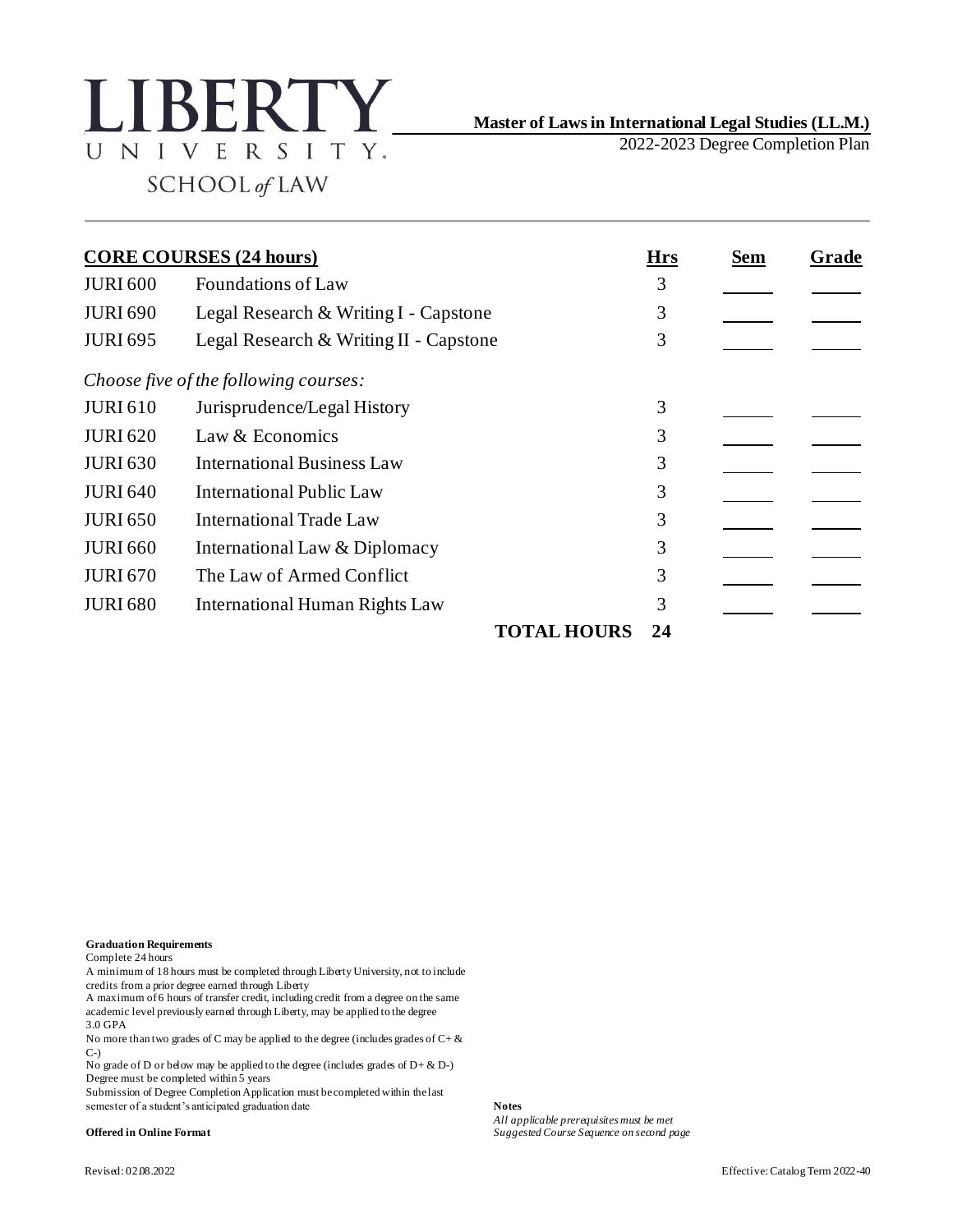# LIBERTY UNIVERSITY SCHOOL *of* LAW

**Master of Laws in International Legal Studies (LL.M.)**

2022-2023 Degree Completion Plan

| **CORE COURSES (24 hours)** | | **Hrs** | **Sem** | **Grade** |
|---|---|---|---|---|
| JURI 600 | Foundations of Law | 3 | | |
| JURI 690 | Legal Research & Writing I - Capstone | 3 | | |
| JURI 695 | Legal Research & Writing II - Capstone | 3 | | |
| *Choose five of the following courses:* | | | | |
| JURI 610 | Jurisprudence/Legal History | 3 | | |
| JURI 620 | Law & Economics | 3 | | |
| JURI 630 | International Business Law | 3 | | |
| JURI 640 | International Public Law | 3 | | |
| JURI 650 | International Trade Law | 3 | | |
| JURI 660 | International Law & Diplomacy | 3 | | |
| JURI 670 | The Law of Armed Conflict | 3 | | |
| JURI 680 | International Human Rights Law | 3 | | |
| | **TOTAL HOURS** | **24** | | |

**Graduation Requirements**

Complete 24 hours

A minimum of 18 hours must be completed through Liberty University, not to include credits from a prior degree earned through Liberty

A maximum of 6 hours of transfer credit, including credit from a degree on the same academic level previously earned through Liberty, may be applied to the degree

3.0 GPA

No more than two grades of C may be applied to the degree (includes grades of C+ & C-)

No grade of D or below may be applied to the degree (includes grades of D+ & D-)

Degree must be completed within 5 years

Submission of Degree Completion Application must be completed within the last semester of a student's anticipated graduation date

**Offered in Online Format**

**Notes**

*All applicable prerequisites must be met*

*Suggested Course Sequence on second page*

Revised: 02.08.2022

Effective: Catalog Term 2022-40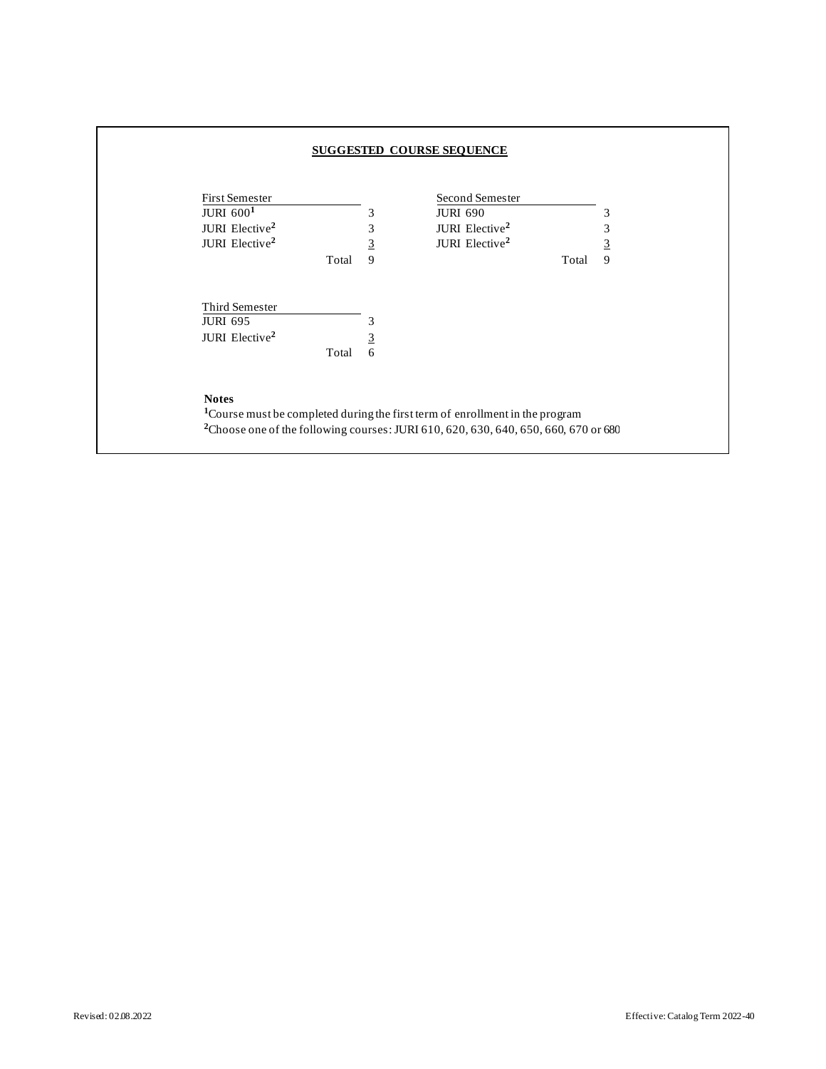## SUGGESTED COURSE SEQUENCE

| First Semester | | Second Semester | |
|---|---|---|---|
| JURI 600[1] | 3 | JURI 690 | 3 |
| JURI Elective[2] | 3 | JURI Elective[2] | 3 |
| JURI Elective[2] | 3 | JURI Elective[2] | 3 |
| Total | 9 | Total | 9 |

| Third Semester | |
|---|---|
| JURI 695 | 3 |
| JURI Elective[2] | 3 |
| Total | 6 |

**Notes**

[1]Course must be completed during the first term of enrollment in the program

[2]Choose one of the following courses: JURI 610, 620, 630, 640, 650, 660, 670 or 680

Revised: 02.08.2022

Effective: Catalog Term 2022-40